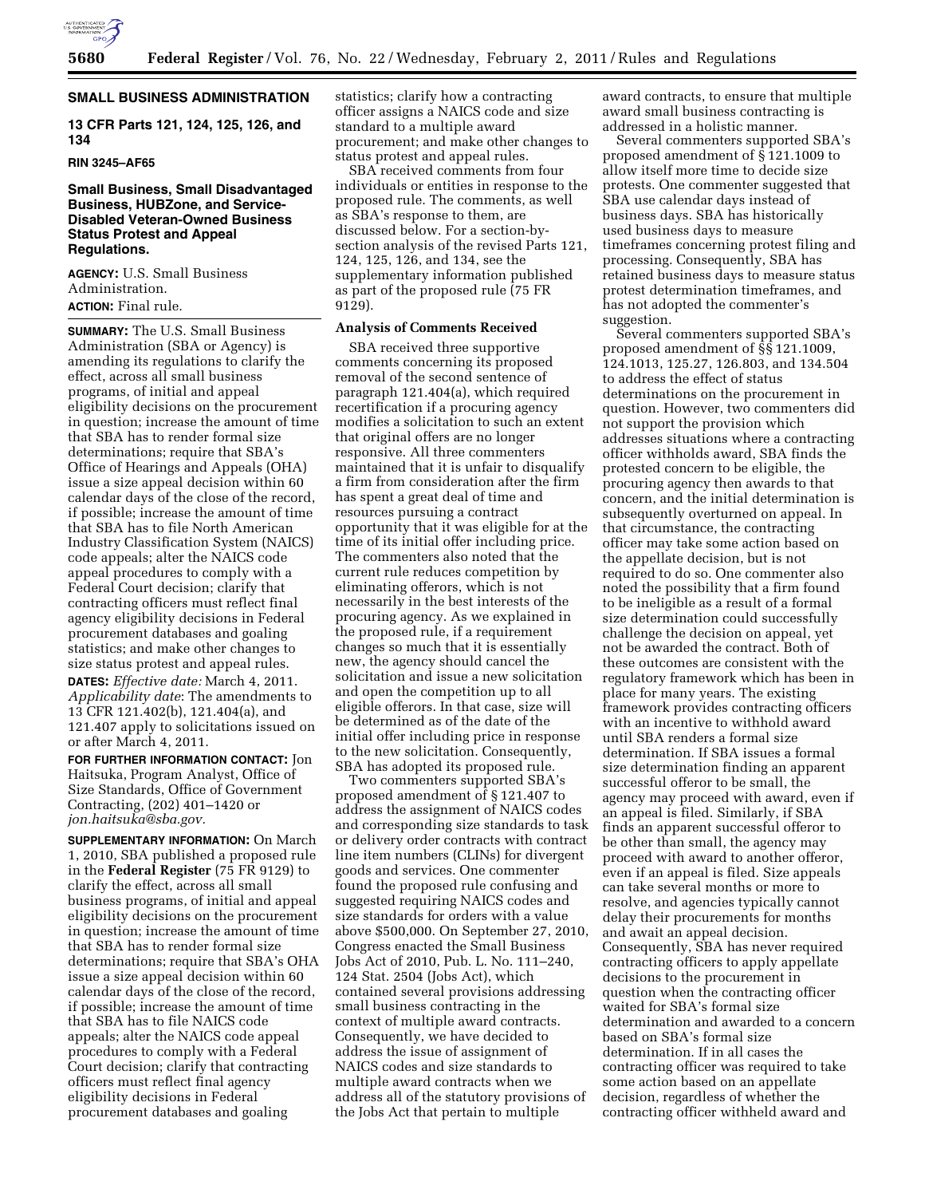## SMALL BUSINESS ADMINISTRATION

### 13 CFR Parts 121, 124, 125, 126, and 134

**RIN 3245–AF65**

### Small Business, Small Disadvantaged Business, HUBZone, and Service-Disabled Veteran-Owned Business Status Protest and Appeal Regulations.

**AGENCY:** U.S. Small Business Administration.

**ACTION:** Final rule.

**SUMMARY:** The U.S. Small Business Administration (SBA or Agency) is amending its regulations to clarify the effect, across all small business programs, of initial and appeal eligibility decisions on the procurement in question; increase the amount of time that SBA has to render formal size determinations; require that SBA's Office of Hearings and Appeals (OHA) issue a size appeal decision within 60 calendar days of the close of the record, if possible; increase the amount of time that SBA has to file North American Industry Classification System (NAICS) code appeals; alter the NAICS code appeal procedures to comply with a Federal Court decision; clarify that contracting officers must reflect final agency eligibility decisions in Federal procurement databases and goaling statistics; and make other changes to size status protest and appeal rules.

**DATES:** *Effective date:* March 4, 2011. *Applicability date*: The amendments to 13 CFR 121.402(b), 121.404(a), and 121.407 apply to solicitations issued on or after March 4, 2011.

**FOR FURTHER INFORMATION CONTACT:** Jon Haitsuka, Program Analyst, Office of Size Standards, Office of Government Contracting, (202) 401–1420 or *jon.haitsuka@sba.gov.*

**SUPPLEMENTARY INFORMATION:** On March 1, 2010, SBA published a proposed rule in the **Federal Register** (75 FR 9129) to clarify the effect, across all small business programs, of initial and appeal eligibility decisions on the procurement in question; increase the amount of time that SBA has to render formal size determinations; require that SBA's OHA issue a size appeal decision within 60 calendar days of the close of the record, if possible; increase the amount of time that SBA has to file NAICS code appeals; alter the NAICS code appeal procedures to comply with a Federal Court decision; clarify that contracting officers must reflect final agency eligibility decisions in Federal procurement databases and goaling statistics; clarify how a contracting officer assigns a NAICS code and size standard to a multiple award procurement; and make other changes to status protest and appeal rules.

SBA received comments from four individuals or entities in response to the proposed rule. The comments, as well as SBA's response to them, are discussed below. For a section-by-section analysis of the revised Parts 121, 124, 125, 126, and 134, see the supplementary information published as part of the proposed rule (75 FR 9129).

#### Analysis of Comments Received

SBA received three supportive comments concerning its proposed removal of the second sentence of paragraph 121.404(a), which required recertification if a procuring agency modifies a solicitation to such an extent that original offers are no longer responsive. All three commenters maintained that it is unfair to disqualify a firm from consideration after the firm has spent a great deal of time and resources pursuing a contract opportunity that it was eligible for at the time of its initial offer including price. The commenters also noted that the current rule reduces competition by eliminating offerors, which is not necessarily in the best interests of the procuring agency. As we explained in the proposed rule, if a requirement changes so much that it is essentially new, the agency should cancel the solicitation and issue a new solicitation and open the competition up to all eligible offerors. In that case, size will be determined as of the date of the initial offer including price in response to the new solicitation. Consequently, SBA has adopted its proposed rule.

Two commenters supported SBA's proposed amendment of § 121.407 to address the assignment of NAICS codes and corresponding size standards to task or delivery order contracts with contract line item numbers (CLINs) for divergent goods and services. One commenter found the proposed rule confusing and suggested requiring NAICS codes and size standards for orders with a value above $500,000. On September 27, 2010, Congress enacted the Small Business Jobs Act of 2010, Pub. L. No. 111–240, 124 Stat. 2504 (Jobs Act), which contained several provisions addressing small business contracting in the context of multiple award contracts. Consequently, we have decided to address the issue of assignment of NAICS codes and size standards to multiple award contracts when we address all of the statutory provisions of the Jobs Act that pertain to multiple award contracts, to ensure that multiple award small business contracting is addressed in a holistic manner.

Several commenters supported SBA's proposed amendment of § 121.1009 to allow itself more time to decide size protests. One commenter suggested that SBA use calendar days instead of business days. SBA has historically used business days to measure timeframes concerning protest filing and processing. Consequently, SBA has retained business days to measure status protest determination timeframes, and has not adopted the commenter's suggestion.

Several commenters supported SBA's proposed amendment of §§ 121.1009, 124.1013, 125.27, 126.803, and 134.504 to address the effect of status determinations on the procurement in question. However, two commenters did not support the provision which addresses situations where a contracting officer withholds award, SBA finds the protested concern to be eligible, the procuring agency then awards to that concern, and the initial determination is subsequently overturned on appeal. In that circumstance, the contracting officer may take some action based on the appellate decision, but is not required to do so. One commenter also noted the possibility that a firm found to be ineligible as a result of a formal size determination could successfully challenge the decision on appeal, yet not be awarded the contract. Both of these outcomes are consistent with the regulatory framework which has been in place for many years. The existing framework provides contracting officers with an incentive to withhold award until SBA renders a formal size determination. If SBA issues a formal size determination finding an apparent successful offeror to be small, the agency may proceed with award, even if an appeal is filed. Similarly, if SBA finds an apparent successful offeror to be other than small, the agency may proceed with award to another offeror, even if an appeal is filed. Size appeals can take several months or more to resolve, and agencies typically cannot delay their procurements for months and await an appeal decision. Consequently, SBA has never required contracting officers to apply appellate decisions to the procurement in question when the contracting officer waited for SBA's formal size determination and awarded to a concern based on SBA's formal size determination. If in all cases the contracting officer was required to take some action based on an appellate decision, regardless of whether the contracting officer withheld award and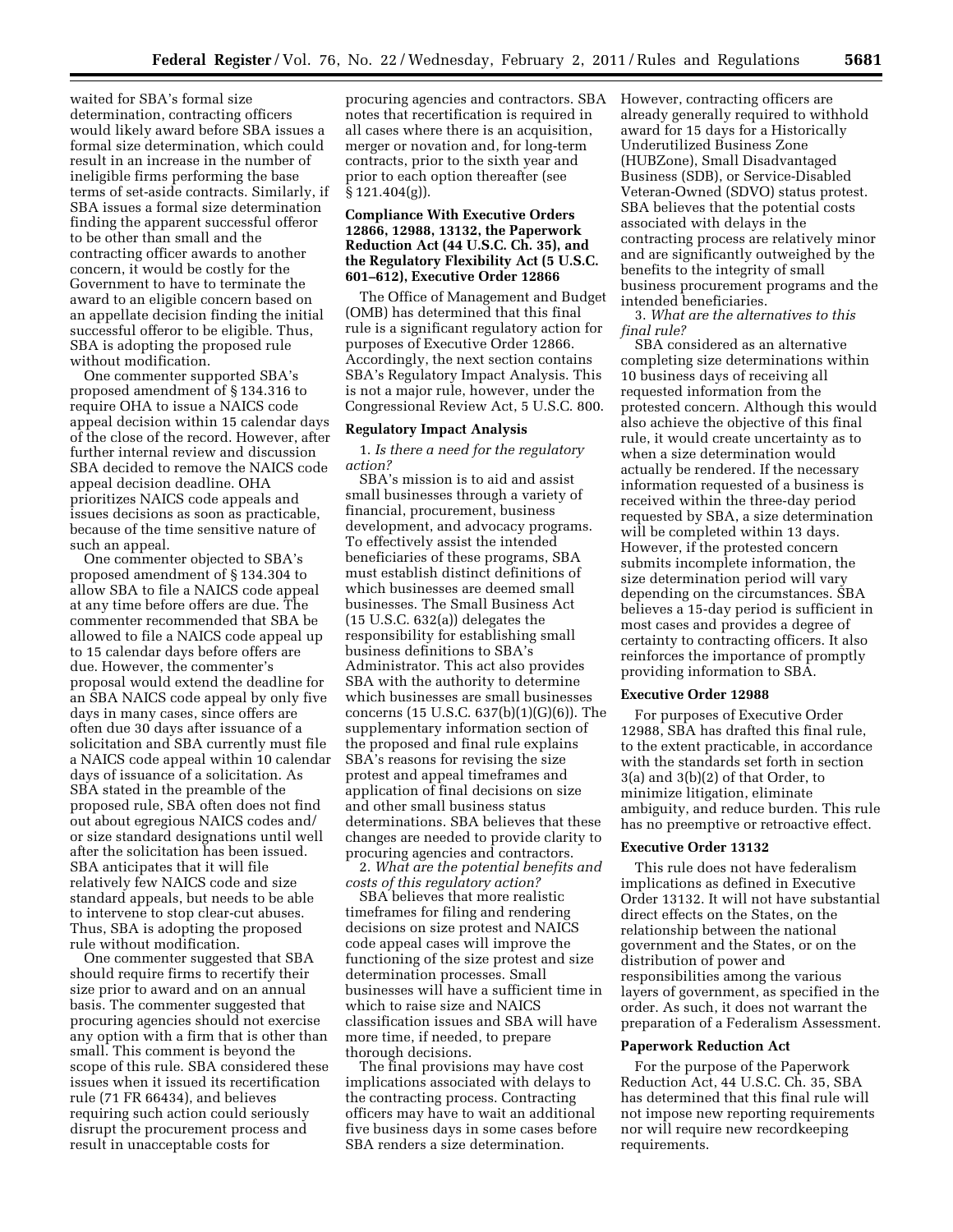waited for SBA's formal size determination, contracting officers would likely award before SBA issues a formal size determination, which could result in an increase in the number of ineligible firms performing the base terms of set-aside contracts. Similarly, if SBA issues a formal size determination finding the apparent successful offeror to be other than small and the contracting officer awards to another concern, it would be costly for the Government to have to terminate the award to an eligible concern based on an appellate decision finding the initial successful offeror to be eligible. Thus, SBA is adopting the proposed rule without modification.

One commenter supported SBA's proposed amendment of § 134.316 to require OHA to issue a NAICS code appeal decision within 15 calendar days of the close of the record. However, after further internal review and discussion SBA decided to remove the NAICS code appeal decision deadline. OHA prioritizes NAICS code appeals and issues decisions as soon as practicable, because of the time sensitive nature of such an appeal.

One commenter objected to SBA's proposed amendment of § 134.304 to allow SBA to file a NAICS code appeal at any time before offers are due. The commenter recommended that SBA be allowed to file a NAICS code appeal up to 15 calendar days before offers are due. However, the commenter's proposal would extend the deadline for an SBA NAICS code appeal by only five days in many cases, since offers are often due 30 days after issuance of a solicitation and SBA currently must file a NAICS code appeal within 10 calendar days of issuance of a solicitation. As SBA stated in the preamble of the proposed rule, SBA often does not find out about egregious NAICS codes and/or size standard designations until well after the solicitation has been issued. SBA anticipates that it will file relatively few NAICS code and size standard appeals, but needs to be able to intervene to stop clear-cut abuses. Thus, SBA is adopting the proposed rule without modification.

One commenter suggested that SBA should require firms to recertify their size prior to award and on an annual basis. The commenter suggested that procuring agencies should not exercise any option with a firm that is other than small. This comment is beyond the scope of this rule. SBA considered these issues when it issued its recertification rule (71 FR 66434), and believes requiring such action could seriously disrupt the procurement process and result in unacceptable costs for procuring agencies and contractors. SBA notes that recertification is required in all cases where there is an acquisition, merger or novation and, for long-term contracts, prior to the sixth year and prior to each option thereafter (see § 121.404(g)).

## Compliance With Executive Orders 12866, 12988, 13132, the Paperwork Reduction Act (44 U.S.C. Ch. 35), and the Regulatory Flexibility Act (5 U.S.C. 601–612), Executive Order 12866

The Office of Management and Budget (OMB) has determined that this final rule is a significant regulatory action for purposes of Executive Order 12866. Accordingly, the next section contains SBA's Regulatory Impact Analysis. This is not a major rule, however, under the Congressional Review Act, 5 U.S.C. 800.

## Regulatory Impact Analysis

1. *Is there a need for the regulatory action?*

SBA's mission is to aid and assist small businesses through a variety of financial, procurement, business development, and advocacy programs. To effectively assist the intended beneficiaries of these programs, SBA must establish distinct definitions of which businesses are deemed small businesses. The Small Business Act (15 U.S.C. 632(a)) delegates the responsibility for establishing small business definitions to SBA's Administrator. This act also provides SBA with the authority to determine which businesses are small businesses concerns (15 U.S.C. 637(b)(1)(G)(6)). The supplementary information section of the proposed and final rule explains SBA's reasons for revising the size protest and appeal timeframes and application of final decisions on size and other small business status determinations. SBA believes that these changes are needed to provide clarity to procuring agencies and contractors.

2. *What are the potential benefits and costs of this regulatory action?*

SBA believes that more realistic timeframes for filing and rendering decisions on size protest and NAICS code appeal cases will improve the functioning of the size protest and size determination processes. Small businesses will have a sufficient time in which to raise size and NAICS classification issues and SBA will have more time, if needed, to prepare thorough decisions.

The final provisions may have cost implications associated with delays to the contracting process. Contracting officers may have to wait an additional five business days in some cases before SBA renders a size determination. However, contracting officers are already generally required to withhold award for 15 days for a Historically Underutilized Business Zone (HUBZone), Small Disadvantaged Business (SDB), or Service-Disabled Veteran-Owned (SDVO) status protest. SBA believes that the potential costs associated with delays in the contracting process are relatively minor and are significantly outweighed by the benefits to the integrity of small business procurement programs and the intended beneficiaries.

3. *What are the alternatives to this final rule?*

SBA considered as an alternative completing size determinations within 10 business days of receiving all requested information from the protested concern. Although this would also achieve the objective of this final rule, it would create uncertainty as to when a size determination would actually be rendered. If the necessary information requested of a business is received within the three-day period requested by SBA, a size determination will be completed within 13 days. However, if the protested concern submits incomplete information, the size determination period will vary depending on the circumstances. SBA believes a 15-day period is sufficient in most cases and provides a degree of certainty to contracting officers. It also reinforces the importance of promptly providing information to SBA.

## Executive Order 12988

For purposes of Executive Order 12988, SBA has drafted this final rule, to the extent practicable, in accordance with the standards set forth in section 3(a) and 3(b)(2) of that Order, to minimize litigation, eliminate ambiguity, and reduce burden. This rule has no preemptive or retroactive effect.

## Executive Order 13132

This rule does not have federalism implications as defined in Executive Order 13132. It will not have substantial direct effects on the States, on the relationship between the national government and the States, or on the distribution of power and responsibilities among the various layers of government, as specified in the order. As such, it does not warrant the preparation of a Federalism Assessment.

## Paperwork Reduction Act

For the purpose of the Paperwork Reduction Act, 44 U.S.C. Ch. 35, SBA has determined that this final rule will not impose new reporting requirements nor will require new recordkeeping requirements.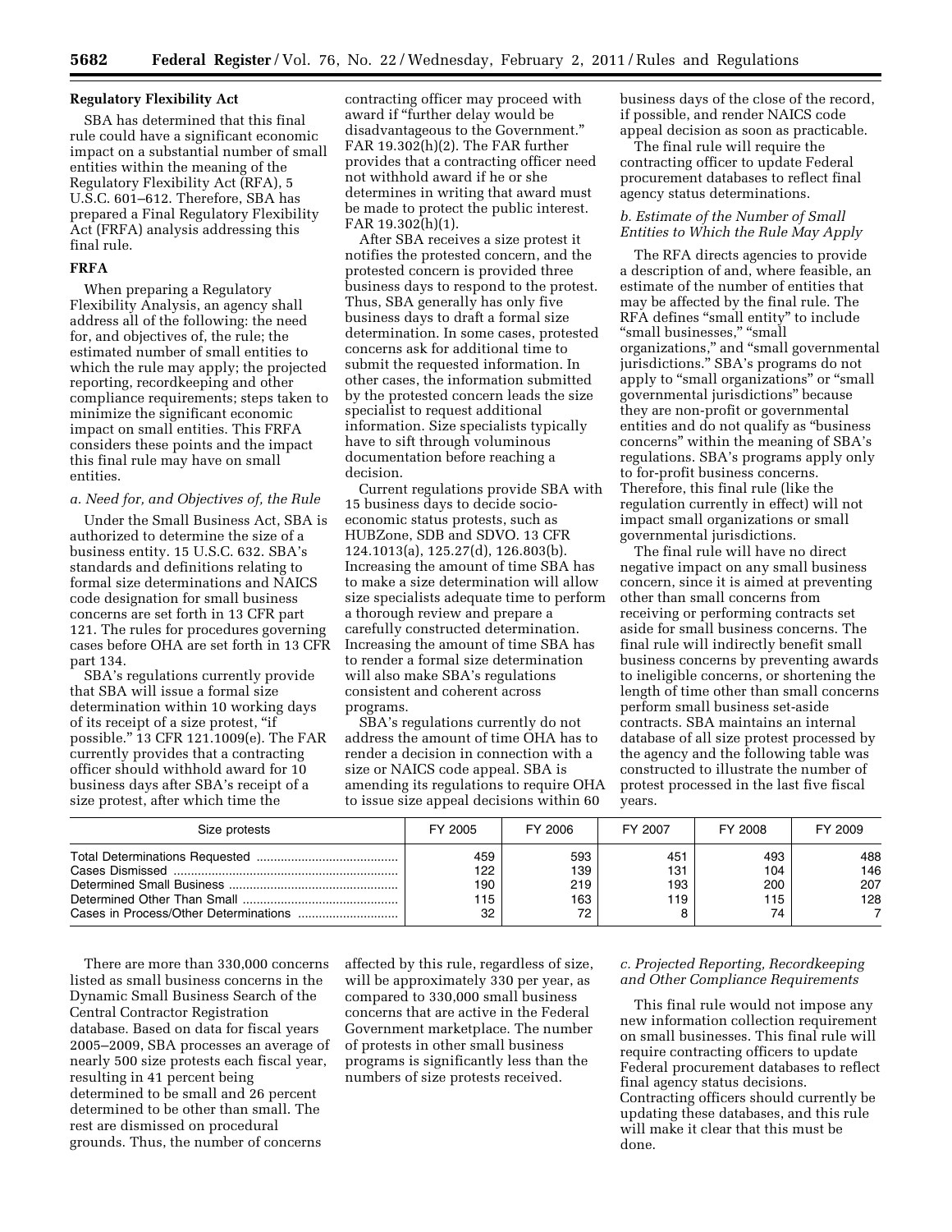### Regulatory Flexibility Act

SBA has determined that this final rule could have a significant economic impact on a substantial number of small entities within the meaning of the Regulatory Flexibility Act (RFA), 5 U.S.C. 601–612. Therefore, SBA has prepared a Final Regulatory Flexibility Act (FRFA) analysis addressing this final rule.

### FRFA

When preparing a Regulatory Flexibility Analysis, an agency shall address all of the following: the need for, and objectives of, the rule; the estimated number of small entities to which the rule may apply; the projected reporting, recordkeeping and other compliance requirements; steps taken to minimize the significant economic impact on small entities. This FRFA considers these points and the impact this final rule may have on small entities.

#### *a. Need for, and Objectives of, the Rule*

Under the Small Business Act, SBA is authorized to determine the size of a business entity. 15 U.S.C. 632. SBA's standards and definitions relating to formal size determinations and NAICS code designation for small business concerns are set forth in 13 CFR part 121. The rules for procedures governing cases before OHA are set forth in 13 CFR part 134.

SBA's regulations currently provide that SBA will issue a formal size determination within 10 working days of its receipt of a size protest, "if possible." 13 CFR 121.1009(e). The FAR currently provides that a contracting officer should withhold award for 10 business days after SBA's receipt of a size protest, after which time the contracting officer may proceed with award if "further delay would be disadvantageous to the Government." FAR 19.302(h)(2). The FAR further provides that a contracting officer need not withhold award if he or she determines in writing that award must be made to protect the public interest. FAR 19.302(h)(1).

After SBA receives a size protest it notifies the protested concern, and the protested concern is provided three business days to respond to the protest. Thus, SBA generally has only five business days to draft a formal size determination. In some cases, protested concerns ask for additional time to submit the requested information. In other cases, the information submitted by the protested concern leads the size specialist to request additional information. Size specialists typically have to sift through voluminous documentation before reaching a decision.

Current regulations provide SBA with 15 business days to decide socio-economic status protests, such as HUBZone, SDB and SDVO. 13 CFR 124.1013(a), 125.27(d), 126.803(b). Increasing the amount of time SBA has to make a size determination will allow size specialists adequate time to perform a thorough review and prepare a carefully constructed determination. Increasing the amount of time SBA has to render a formal size determination will also make SBA's regulations consistent and coherent across programs.

SBA's regulations currently do not address the amount of time OHA has to render a decision in connection with a size or NAICS code appeal. SBA is amending its regulations to require OHA to issue size appeal decisions within 60 business days of the close of the record, if possible, and render NAICS code appeal decision as soon as practicable.

The final rule will require the contracting officer to update Federal procurement databases to reflect final agency status determinations.

#### *b. Estimate of the Number of Small Entities to Which the Rule May Apply*

The RFA directs agencies to provide a description of and, where feasible, an estimate of the number of entities that may be affected by the final rule. The RFA defines "small entity" to include "small businesses," "small organizations," and "small governmental jurisdictions." SBA's programs do not apply to "small organizations" or "small governmental jurisdictions" because they are non-profit or governmental entities and do not qualify as "business concerns" within the meaning of SBA's regulations. SBA's programs apply only to for-profit business concerns. Therefore, this final rule (like the regulation currently in effect) will not impact small organizations or small governmental jurisdictions.

The final rule will have no direct negative impact on any small business concern, since it is aimed at preventing other than small concerns from receiving or performing contracts set aside for small business concerns. The final rule will indirectly benefit small business concerns by preventing awards to ineligible concerns, or shortening the length of time other than small concerns perform small business set-aside contracts. SBA maintains an internal database of all size protest processed by the agency and the following table was constructed to illustrate the number of protest processed in the last five fiscal years.

| Size protests | FY 2005 | FY 2006 | FY 2007 | FY 2008 | FY 2009 |
|---|---|---|---|---|---|
| Total Determinations Requested | 459 | 593 | 451 | 493 | 488 |
| Cases Dismissed | 122 | 139 | 131 | 104 | 146 |
| Determined Small Business | 190 | 219 | 193 | 200 | 207 |
| Determined Other Than Small | 115 | 163 | 119 | 115 | 128 |
| Cases in Process/Other Determinations | 32 | 72 | 8 | 74 | 7 |

There are more than 330,000 concerns listed as small business concerns in the Dynamic Small Business Search of the Central Contractor Registration database. Based on data for fiscal years 2005–2009, SBA processes an average of nearly 500 size protests each fiscal year, resulting in 41 percent being determined to be small and 26 percent determined to be other than small. The rest are dismissed on procedural grounds. Thus, the number of concerns affected by this rule, regardless of size, will be approximately 330 per year, as compared to 330,000 small business concerns that are active in the Federal Government marketplace. The number of protests in other small business programs is significantly less than the numbers of size protests received.

#### *c. Projected Reporting, Recordkeeping and Other Compliance Requirements*

This final rule would not impose any new information collection requirement on small businesses. This final rule will require contracting officers to update Federal procurement databases to reflect final agency status decisions. Contracting officers should currently be updating these databases, and this rule will make it clear that this must be done.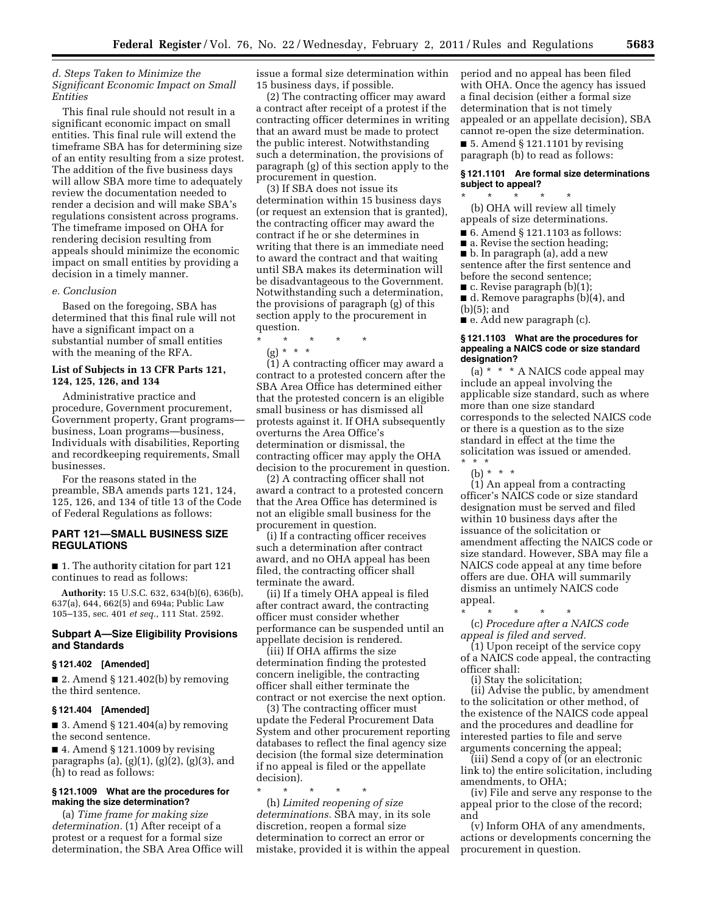### d. Steps Taken to Minimize the Significant Economic Impact on Small Entities

This final rule should not result in a significant economic impact on small entities. This final rule will extend the timeframe SBA has for determining size of an entity resulting from a size protest. The addition of the five business days will allow SBA more time to adequately review the documentation needed to render a decision and will make SBA's regulations consistent across programs. The timeframe imposed on OHA for rendering decision resulting from appeals should minimize the economic impact on small entities by providing a decision in a timely manner.

### e. Conclusion

Based on the foregoing, SBA has determined that this final rule will not have a significant impact on a substantial number of small entities with the meaning of the RFA.

## List of Subjects in 13 CFR Parts 121, 124, 125, 126, and 134

Administrative practice and procedure, Government procurement, Government property, Grant programs—business, Loan programs—business, Individuals with disabilities, Reporting and recordkeeping requirements, Small businesses.

For the reasons stated in the preamble, SBA amends parts 121, 124, 125, 126, and 134 of title 13 of the Code of Federal Regulations as follows:

## PART 121—SMALL BUSINESS SIZE REGULATIONS

■ 1. The authority citation for part 121 continues to read as follows:

**Authority:** 15 U.S.C. 632, 634(b)(6), 636(b), 637(a), 644, 662(5) and 694a; Public Law 105–135, sec. 401 *et seq.,* 111 Stat. 2592.

## Subpart A—Size Eligibility Provisions and Standards

### § 121.402 [Amended]

■ 2. Amend § 121.402(b) by removing the third sentence.

### § 121.404 [Amended]

■ 3. Amend § 121.404(a) by removing the second sentence.

■ 4. Amend § 121.1009 by revising paragraphs (a), (g)(1), (g)(2), (g)(3), and (h) to read as follows:

### § 121.1009 What are the procedures for making the size determination?

(a) *Time frame for making size determination.* (1) After receipt of a protest or a request for a formal size determination, the SBA Area Office will issue a formal size determination within 15 business days, if possible.

(2) The contracting officer may award a contract after receipt of a protest if the contracting officer determines in writing that an award must be made to protect the public interest. Notwithstanding such a determination, the provisions of paragraph (g) of this section apply to the procurement in question.

(3) If SBA does not issue its determination within 15 business days (or request an extension that is granted), the contracting officer may award the contract if he or she determines in writing that there is an immediate need to award the contract and that waiting until SBA makes its determination will be disadvantageous to the Government. Notwithstanding such a determination, the provisions of paragraph (g) of this section apply to the procurement in question.

\* \* \* \* \*

(g) \* \* \*

(1) A contracting officer may award a contract to a protested concern after the SBA Area Office has determined either that the protested concern is an eligible small business or has dismissed all protests against it. If OHA subsequently overturns the Area Office's determination or dismissal, the contracting officer may apply the OHA decision to the procurement in question.

(2) A contracting officer shall not award a contract to a protested concern that the Area Office has determined is not an eligible small business for the procurement in question.

(i) If a contracting officer receives such a determination after contract award, and no OHA appeal has been filed, the contracting officer shall terminate the award.

(ii) If a timely OHA appeal is filed after contract award, the contracting officer must consider whether performance can be suspended until an appellate decision is rendered.

(iii) If OHA affirms the size determination finding the protested concern ineligible, the contracting officer shall either terminate the contract or not exercise the next option.

(3) The contracting officer must update the Federal Procurement Data System and other procurement reporting databases to reflect the final agency size decision (the formal size determination if no appeal is filed or the appellate decision).

\* \* \* \* \*

(h) *Limited reopening of size determinations.* SBA may, in its sole discretion, reopen a formal size determination to correct an error or mistake, provided it is within the appeal period and no appeal has been filed with OHA. Once the agency has issued a final decision (either a formal size determination that is not timely appealed or an appellate decision), SBA cannot re-open the size determination.

■ 5. Amend § 121.1101 by revising paragraph (b) to read as follows:

### § 121.1101 Are formal size determinations subject to appeal?

\* \* \* \* \*

(b) OHA will review all timely appeals of size determinations.

■ 6. Amend § 121.1103 as follows:

■ a. Revise the section heading;

■ b. In paragraph (a), add a new sentence after the first sentence and before the second sentence;

■ c. Revise paragraph (b)(1);

■ d. Remove paragraphs (b)(4), and (b)(5); and

■ e. Add new paragraph (c).

### § 121.1103 What are the procedures for appealing a NAICS code or size standard designation?

(a) \* \* \* A NAICS code appeal may include an appeal involving the applicable size standard, such as where more than one size standard corresponds to the selected NAICS code or there is a question as to the size standard in effect at the time the solicitation was issued or amended. \* \* \*

(b) \* \* \*

(1) An appeal from a contracting officer's NAICS code or size standard designation must be served and filed within 10 business days after the issuance of the solicitation or amendment affecting the NAICS code or size standard. However, SBA may file a NAICS code appeal at any time before offers are due. OHA will summarily dismiss an untimely NAICS code appeal.

\* \* \* \* \*

(c) *Procedure after a NAICS code appeal is filed and served.*

(1) Upon receipt of the service copy of a NAICS code appeal, the contracting officer shall:

(i) Stay the solicitation;

(ii) Advise the public, by amendment to the solicitation or other method, of the existence of the NAICS code appeal and the procedures and deadline for interested parties to file and serve arguments concerning the appeal;

(iii) Send a copy of (or an electronic link to) the entire solicitation, including amendments, to OHA;

(iv) File and serve any response to the appeal prior to the close of the record; and

(v) Inform OHA of any amendments, actions or developments concerning the procurement in question.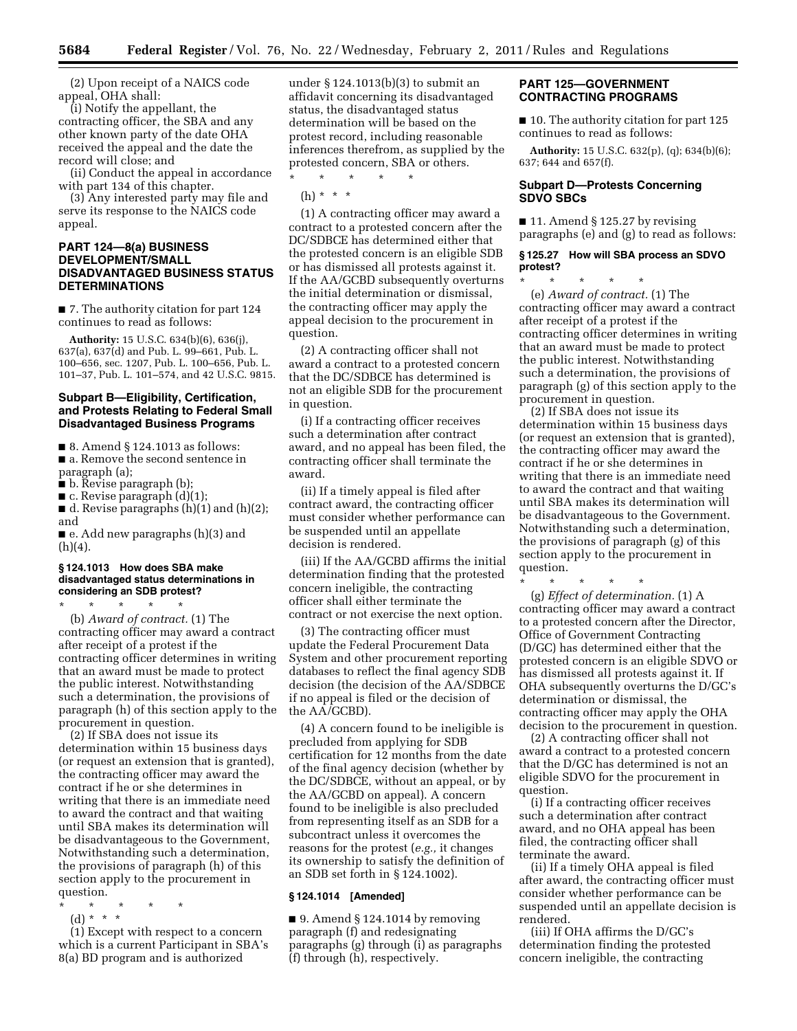(2) Upon receipt of a NAICS code appeal, OHA shall:

(i) Notify the appellant, the contracting officer, the SBA and any other known party of the date OHA received the appeal and the date the record will close; and

(ii) Conduct the appeal in accordance with part 134 of this chapter.

(3) Any interested party may file and serve its response to the NAICS code appeal.

## PART 124—8(a) BUSINESS DEVELOPMENT/SMALL DISADVANTAGED BUSINESS STATUS DETERMINATIONS

■ 7. The authority citation for part 124 continues to read as follows:

**Authority:** 15 U.S.C. 634(b)(6), 636(j), 637(a), 637(d) and Pub. L. 99–661, Pub. L. 100–656, sec. 1207, Pub. L. 100–656, Pub. L. 101–37, Pub. L. 101–574, and 42 U.S.C. 9815.

### Subpart B—Eligibility, Certification, and Protests Relating to Federal Small Disadvantaged Business Programs

■ 8. Amend § 124.1013 as follows:

■ a. Remove the second sentence in paragraph (a);

■ b. Revise paragraph (b);

■ c. Revise paragraph (d)(1);

■ d. Revise paragraphs (h)(1) and (h)(2); and

■ e. Add new paragraphs (h)(3) and (h)(4).

#### § 124.1013 How does SBA make disadvantaged status determinations in considering an SDB protest?

\* \* \* \* \*

(b) *Award of contract.* (1) The contracting officer may award a contract after receipt of a protest if the contracting officer determines in writing that an award must be made to protect the public interest. Notwithstanding such a determination, the provisions of paragraph (h) of this section apply to the procurement in question.

(2) If SBA does not issue its determination within 15 business days (or request an extension that is granted), the contracting officer may award the contract if he or she determines in writing that there is an immediate need to award the contract and that waiting until SBA makes its determination will be disadvantageous to the Government, Notwithstanding such a determination, the provisions of paragraph (h) of this section apply to the procurement in question.

\* \* \* \* \*

(d) \* \* \*

(1) Except with respect to a concern which is a current Participant in SBA's 8(a) BD program and is authorized under § 124.1013(b)(3) to submit an affidavit concerning its disadvantaged status, the disadvantaged status determination will be based on the protest record, including reasonable inferences therefrom, as supplied by the protested concern, SBA or others.

\* \* \* \* \*

(h) \* \* \*

(1) A contracting officer may award a contract to a protested concern after the DC/SDBCE has determined either that the protested concern is an eligible SDB or has dismissed all protests against it. If the AA/GCBD subsequently overturns the initial determination or dismissal, the contracting officer may apply the appeal decision to the procurement in question.

(2) A contracting officer shall not award a contract to a protested concern that the DC/SDBCE has determined is not an eligible SDB for the procurement in question.

(i) If a contracting officer receives such a determination after contract award, and no appeal has been filed, the contracting officer shall terminate the award.

(ii) If a timely appeal is filed after contract award, the contracting officer must consider whether performance can be suspended until an appellate decision is rendered.

(iii) If the AA/GCBD affirms the initial determination finding that the protested concern ineligible, the contracting officer shall either terminate the contract or not exercise the next option.

(3) The contracting officer must update the Federal Procurement Data System and other procurement reporting databases to reflect the final agency SDB decision (the decision of the AA/SDBCE if no appeal is filed or the decision of the AA/GCBD).

(4) A concern found to be ineligible is precluded from applying for SDB certification for 12 months from the date of the final agency decision (whether by the DC/SDBCE, without an appeal, or by the AA/GCBD on appeal). A concern found to be ineligible is also precluded from representing itself as an SDB for a subcontract unless it overcomes the reasons for the protest (*e.g.,* it changes its ownership to satisfy the definition of an SDB set forth in § 124.1002).

#### § 124.1014 [Amended]

■ 9. Amend § 124.1014 by removing paragraph (f) and redesignating paragraphs (g) through (i) as paragraphs (f) through (h), respectively.

## PART 125—GOVERNMENT CONTRACTING PROGRAMS

■ 10. The authority citation for part 125 continues to read as follows:

**Authority:** 15 U.S.C. 632(p), (q); 634(b)(6); 637; 644 and 657(f).

### Subpart D—Protests Concerning SDVO SBCs

■ 11. Amend § 125.27 by revising paragraphs (e) and (g) to read as follows:

#### § 125.27 How will SBA process an SDVO protest?

\* \* \* \* \*

(e) *Award of contract.* (1) The contracting officer may award a contract after receipt of a protest if the contracting officer determines in writing that an award must be made to protect the public interest. Notwithstanding such a determination, the provisions of paragraph (g) of this section apply to the procurement in question.

(2) If SBA does not issue its determination within 15 business days (or request an extension that is granted), the contracting officer may award the contract if he or she determines in writing that there is an immediate need to award the contract and that waiting until SBA makes its determination will be disadvantageous to the Government. Notwithstanding such a determination, the provisions of paragraph (g) of this section apply to the procurement in question.

\* \* \* \* \*

(g) *Effect of determination.* (1) A contracting officer may award a contract to a protested concern after the Director, Office of Government Contracting (D/GC) has determined either that the protested concern is an eligible SDVO or has dismissed all protests against it. If OHA subsequently overturns the D/GC's determination or dismissal, the contracting officer may apply the OHA decision to the procurement in question.

(2) A contracting officer shall not award a contract to a protested concern that the D/GC has determined is not an eligible SDVO for the procurement in question.

(i) If a contracting officer receives such a determination after contract award, and no OHA appeal has been filed, the contracting officer shall terminate the award.

(ii) If a timely OHA appeal is filed after award, the contracting officer must consider whether performance can be suspended until an appellate decision is rendered.

(iii) If OHA affirms the D/GC's determination finding the protested concern ineligible, the contracting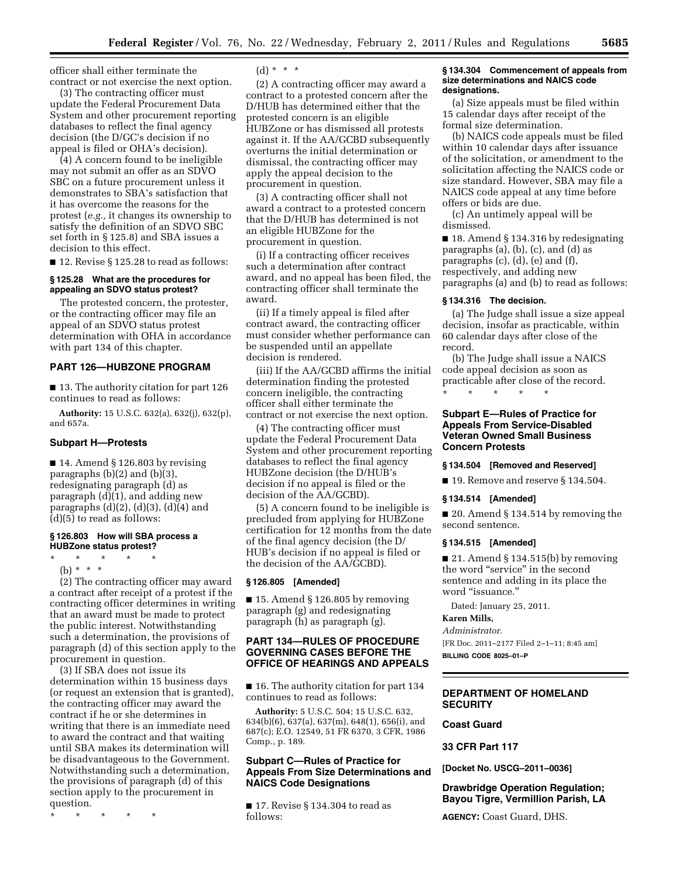officer shall either terminate the contract or not exercise the next option.

(3) The contracting officer must update the Federal Procurement Data System and other procurement reporting databases to reflect the final agency decision (the D/GC's decision if no appeal is filed or OHA's decision).

(4) A concern found to be ineligible may not submit an offer as an SDVO SBC on a future procurement unless it demonstrates to SBA's satisfaction that it has overcome the reasons for the protest (*e.g.,* it changes its ownership to satisfy the definition of an SDVO SBC set forth in § 125.8) and SBA issues a decision to this effect.

■ 12. Revise § 125.28 to read as follows:

#### § 125.28 What are the procedures for appealing an SDVO status protest?

The protested concern, the protester, or the contracting officer may file an appeal of an SDVO status protest determination with OHA in accordance with part 134 of this chapter.

### PART 126—HUBZONE PROGRAM

■ 13. The authority citation for part 126 continues to read as follows:

**Authority:** 15 U.S.C. 632(a), 632(j), 632(p), and 657a.

#### Subpart H—Protests

■ 14. Amend § 126.803 by revising paragraphs (b)(2) and (b)(3), redesignating paragraph (d) as paragraph (d)(1), and adding new paragraphs (d)(2), (d)(3), (d)(4) and (d)(5) to read as follows:

#### § 126.803 How will SBA process a HUBZone status protest?

\* \* \* \* \*

(b) \* \* \*

(2) The contracting officer may award a contract after receipt of a protest if the contracting officer determines in writing that an award must be made to protect the public interest. Notwithstanding such a determination, the provisions of paragraph (d) of this section apply to the procurement in question.

(3) If SBA does not issue its determination within 15 business days (or request an extension that is granted), the contracting officer may award the contract if he or she determines in writing that there is an immediate need to award the contract and that waiting until SBA makes its determination will be disadvantageous to the Government. Notwithstanding such a determination, the provisions of paragraph (d) of this section apply to the procurement in question.

\* \* \* \* \*

(d) \* \* \*

(2) A contracting officer may award a contract to a protested concern after the D/HUB has determined either that the protested concern is an eligible HUBZone or has dismissed all protests against it. If the AA/GCBD subsequently overturns the initial determination or dismissal, the contracting officer may apply the appeal decision to the procurement in question.

(3) A contracting officer shall not award a contract to a protested concern that the D/HUB has determined is not an eligible HUBZone for the procurement in question.

(i) If a contracting officer receives such a determination after contract award, and no appeal has been filed, the contracting officer shall terminate the award.

(ii) If a timely appeal is filed after contract award, the contracting officer must consider whether performance can be suspended until an appellate decision is rendered.

(iii) If the AA/GCBD affirms the initial determination finding the protested concern ineligible, the contracting officer shall either terminate the contract or not exercise the next option.

(4) The contracting officer must update the Federal Procurement Data System and other procurement reporting databases to reflect the final agency HUBZone decision (the D/HUB's decision if no appeal is filed or the decision of the AA/GCBD).

(5) A concern found to be ineligible is precluded from applying for HUBZone certification for 12 months from the date of the final agency decision (the D/HUB's decision if no appeal is filed or the decision of the AA/GCBD).

#### § 126.805 [Amended]

■ 15. Amend § 126.805 by removing paragraph (g) and redesignating paragraph (h) as paragraph (g).

### PART 134—RULES OF PROCEDURE GOVERNING CASES BEFORE THE OFFICE OF HEARINGS AND APPEALS

■ 16. The authority citation for part 134 continues to read as follows:

**Authority:** 5 U.S.C. 504; 15 U.S.C. 632, 634(b)(6), 637(a), 637(m), 648(1), 656(i), and 687(c); E.O. 12549, 51 FR 6370, 3 CFR, 1986 Comp., p. 189.

#### Subpart C—Rules of Practice for Appeals From Size Determinations and NAICS Code Designations

■ 17. Revise § 134.304 to read as follows:

#### § 134.304 Commencement of appeals from size determinations and NAICS code designations.

(a) Size appeals must be filed within 15 calendar days after receipt of the formal size determination.

(b) NAICS code appeals must be filed within 10 calendar days after issuance of the solicitation, or amendment to the solicitation affecting the NAICS code or size standard. However, SBA may file a NAICS code appeal at any time before offers or bids are due.

(c) An untimely appeal will be dismissed.

■ 18. Amend § 134.316 by redesignating paragraphs (a), (b), (c), and (d) as paragraphs (c), (d), (e) and (f), respectively, and adding new paragraphs (a) and (b) to read as follows:

#### § 134.316 The decision.

(a) The Judge shall issue a size appeal decision, insofar as practicable, within 60 calendar days after close of the record.

(b) The Judge shall issue a NAICS code appeal decision as soon as practicable after close of the record.

\* \* \* \* \*

#### Subpart E—Rules of Practice for Appeals From Service-Disabled Veteran Owned Small Business Concern Protests

#### § 134.504 [Removed and Reserved]

■ 19. Remove and reserve § 134.504.

#### § 134.514 [Amended]

■ 20. Amend § 134.514 by removing the second sentence.

#### § 134.515 [Amended]

■ 21. Amend § 134.515(b) by removing the word "service" in the second sentence and adding in its place the word "issuance."

Dated: January 25, 2011.

**Karen Mills,**

*Administrator.*

[FR Doc. 2011–2177 Filed 2–1–11; 8:45 am]

**BILLING CODE 8025–01–P**

## DEPARTMENT OF HOMELAND SECURITY

### Coast Guard

### 33 CFR Part 117

**[Docket No. USCG–2011–0036]**

### Drawbridge Operation Regulation; Bayou Tigre, Vermillion Parish, LA

**AGENCY:** Coast Guard, DHS.